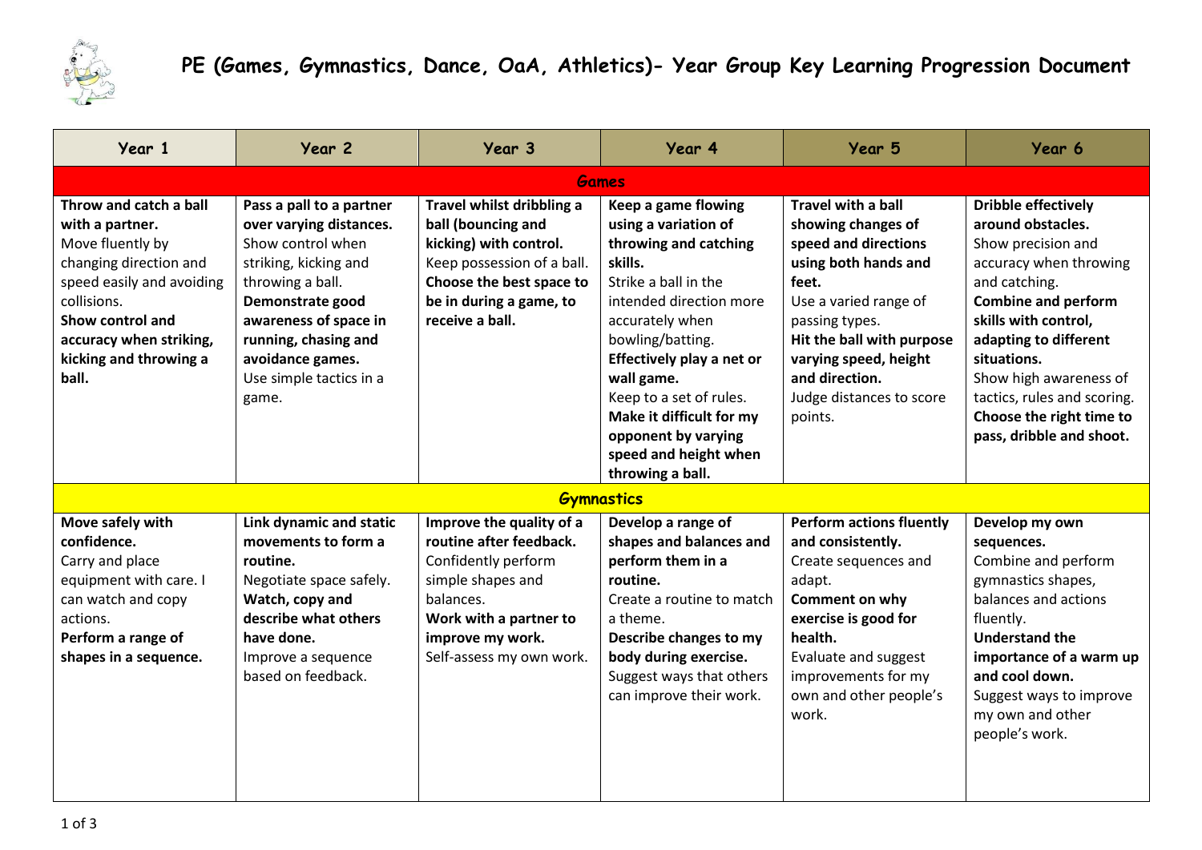# PE (Games, Gymnastics, Dance, OaA, Athletics)- Year Group Key Learning Progression Document

| Year 1 | Year 2 | Year 3 | Year 4 | Year 5 | Year 6 |
|---|---|---|---|---|---|
| **Games** | | | | | |
| **Throw and catch a ball with a partner.** Move fluently by changing direction and speed easily and avoiding collisions. **Show control and accuracy when striking, kicking and throwing a ball.** | **Pass a pall to a partner over varying distances.** Show control when striking, kicking and throwing a ball. **Demonstrate good awareness of space in running, chasing and avoidance games.** Use simple tactics in a game. | **Travel whilst dribbling a ball (bouncing and kicking) with control.** Keep possession of a ball. **Choose the best space to be in during a game, to receive a ball.** | **Keep a game flowing using a variation of throwing and catching skills.** Strike a ball in the intended direction more accurately when bowling/batting. **Effectively play a net or wall game.** Keep to a set of rules. **Make it difficult for my opponent by varying speed and height when throwing a ball.** | **Travel with a ball showing changes of speed and directions using both hands and feet.** Use a varied range of passing types. **Hit the ball with purpose varying speed, height and direction.** Judge distances to score points. | **Dribble effectively around obstacles.** Show precision and accuracy when throwing and catching. **Combine and perform skills with control, adapting to different situations.** Show high awareness of tactics, rules and scoring. **Choose the right time to pass, dribble and shoot.** |
| **Gymnastics** | | | | | |
| **Move safely with confidence.** Carry and place equipment with care. I can watch and copy actions. **Perform a range of shapes in a sequence.** | **Link dynamic and static movements to form a routine.** Negotiate space safely. **Watch, copy and describe what others have done.** Improve a sequence based on feedback. | **Improve the quality of a routine after feedback.** Confidently perform simple shapes and balances. **Work with a partner to improve my work.** Self-assess my own work. | **Develop a range of shapes and balances and perform them in a routine.** Create a routine to match a theme. **Describe changes to my body during exercise.** Suggest ways that others can improve their work. | **Perform actions fluently and consistently.** Create sequences and adapt. **Comment on why exercise is good for health.** Evaluate and suggest improvements for my own and other people's work. | **Develop my own sequences.** Combine and perform gymnastics shapes, balances and actions fluently. **Understand the importance of a warm up and cool down.** Suggest ways to improve my own and other people's work. |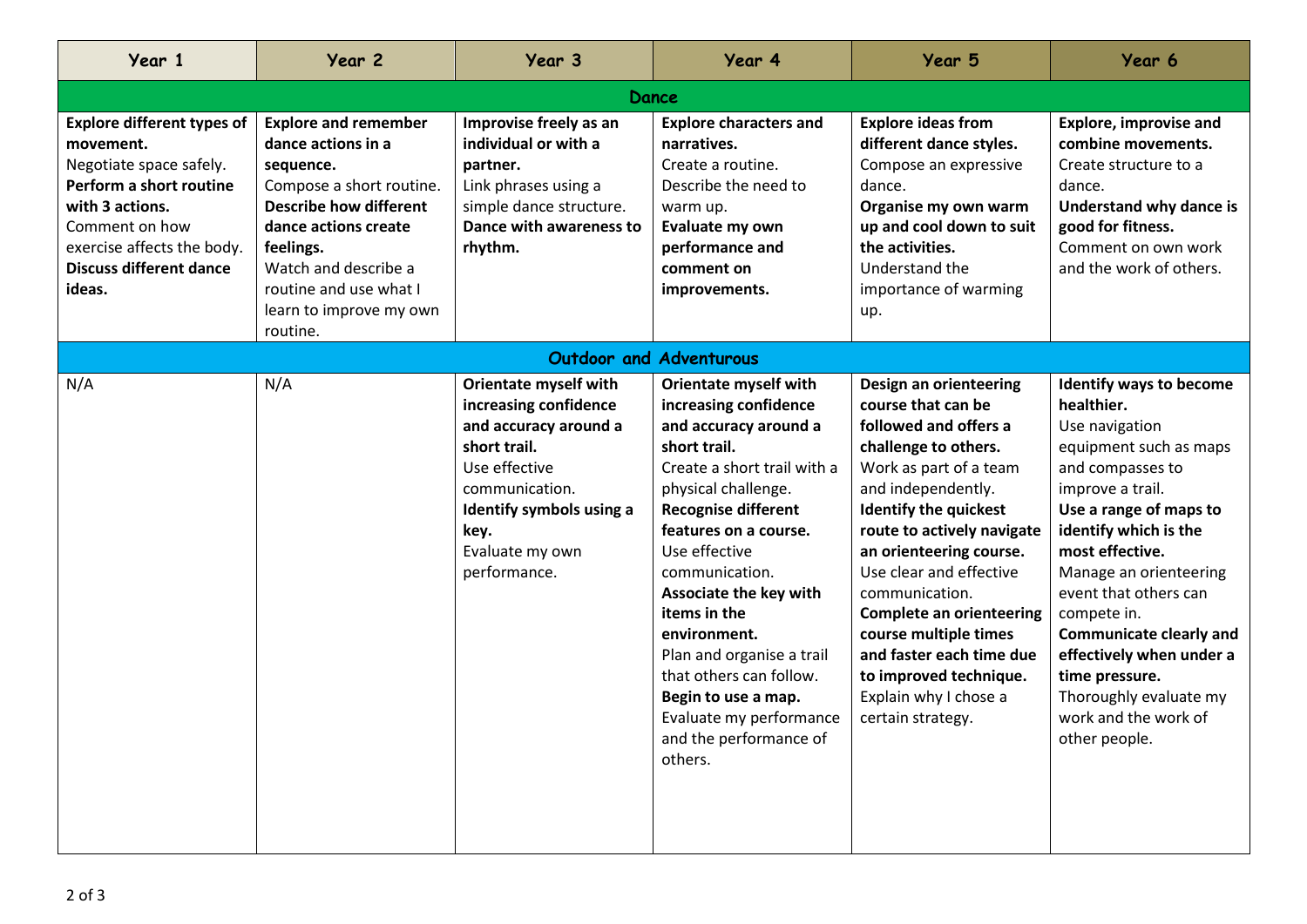| Year 1 | Year 2 | Year 3 | Year 4 | Year 5 | Year 6 |
|---|---|---|---|---|---|
| **Dance** | | | | | |
| **Explore different types of movement.**<br>Negotiate space safely.<br>**Perform a short routine with 3 actions.**<br>Comment on how exercise affects the body.<br>**Discuss different dance ideas.** | **Explore and remember dance actions in a sequence.**<br>Compose a short routine.<br>**Describe how different dance actions create feelings.**<br>Watch and describe a routine and use what I learn to improve my own routine. | **Improvise freely as an individual or with a partner.**<br>Link phrases using a simple dance structure.<br>**Dance with awareness to rhythm.** | **Explore characters and narratives.**<br>Create a routine.<br>Describe the need to warm up.<br>**Evaluate my own performance and comment on improvements.** | **Explore ideas from different dance styles.**<br>Compose an expressive dance.<br>**Organise my own warm up and cool down to suit the activities.**<br>Understand the importance of warming up. | **Explore, improve and combine movements.**<br>Create structure to a dance.<br>**Understand why dance is good for fitness.**<br>Comment on own work and the work of others. |
| **Outdoor and Adventurous** | | | | | |
| N/A | N/A | **Orientate myself with increasing confidence and accuracy around a short trail.**<br>Use effective communication.<br>**Identify symbols using a key.**<br>Evaluate my own performance. | **Orientate myself with increasing confidence and accuracy around a short trail.**<br>Create a short trail with a physical challenge.<br>**Recognise different features on a course.**<br>Use effective communication.<br>**Associate the key with items in the environment.**<br>Plan and organise a trail that others can follow.<br>**Begin to use a map.**<br>Evaluate my performance and the performance of others. | **Design an orienteering course that can be followed and offers a challenge to others.**<br>Work as part of a team and independently.<br>**Identify the quickest route to actively navigate an orienteering course.**<br>Use clear and effective communication.<br>**Complete an orienteering course multiple times and faster each time due to improved technique.**<br>Explain why I chose a certain strategy. | **Identify ways to become healthier.**<br>Use navigation equipment such as maps and compasses to improve a trail.<br>**Use a range of maps to identify which is the most effective.**<br>Manage an orienteering event that others can compete in.<br>**Communicate clearly and effectively when under a time pressure.**<br>Thoroughly evaluate my work and the work of other people. |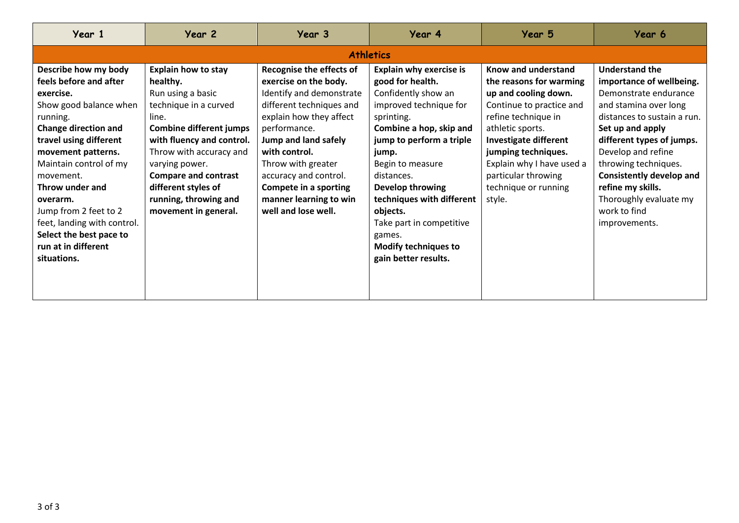| Year 1 | Year 2 | Year 3 | Year 4 | Year 5 | Year 6 |
|---|---|---|---|---|---|
| **Athletics** | | | | | |
| **Describe how my body feels before and after exercise.**<br>Show good balance when running.<br>**Change direction and travel using different movement patterns.**<br>Maintain control of my movement.<br>**Throw under and overarm.**<br>Jump from 2 feet to 2 feet, landing with control.<br>**Select the best pace to run at in different situations.** | **Explain how to stay healthy.**<br>Run using a basic technique in a curved line.<br>**Combine different jumps with fluency and control.**<br>Throw with accuracy and varying power.<br>**Compare and contrast different styles of running, throwing and movement in general.** | **Recognise the effects of exercise on the body.**<br>Identify and demonstrate different techniques and explain how they affect performance.<br>**Jump and land safely with control.**<br>Throw with greater accuracy and control.<br>**Compete in a sporting manner learning to win well and lose well.** | **Explain why exercise is good for health.**<br>Confidently show an improved technique for sprinting.<br>**Combine a hop, skip and jump to perform a triple jump.**<br>Begin to measure distances.<br>**Develop throwing techniques with different objects.**<br>Take part in competitive games.<br>**Modify techniques to gain better results.** | **Know and understand the reasons for warming up and cooling down.**<br>Continue to practice and refine technique in athletic sports.<br>**Investigate different jumping techniques.**<br>Explain why I have used a particular throwing technique or running style. | **Understand the importance of wellbeing.**<br>Demonstrate endurance and stamina over long distances to sustain a run.<br>**Set up and apply different types of jumps.**<br>Develop and refine throwing techniques.<br>**Consistently develop and refine my skills.**<br>Thoroughly evaluate my work to find improvements. |